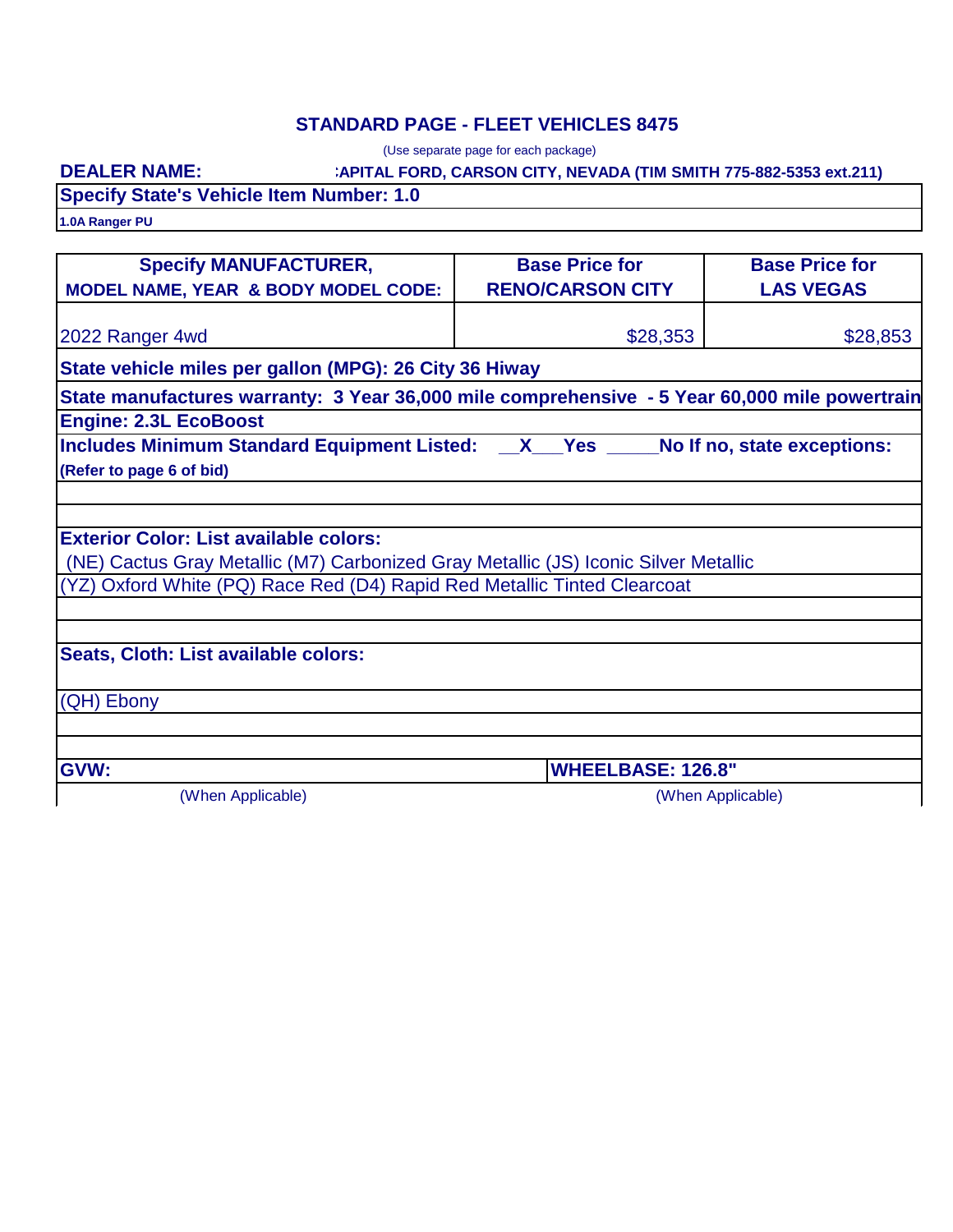## STANDARD PAGE - FLEET VEHICLES 8475

(Use separate page for each package)

**DEALER NAME:** :APITAL FORD, CARSON CITY, NEVADA (TIM SMITH 775-882-5353 ext.211)

**Specify State's Vehicle Item Number: 1.0**

**1.0A Ranger PU**

| Specify MANUFACTURER, MODEL NAME, YEAR & BODY MODEL CODE: | Base Price for RENO/CARSON CITY | Base Price for LAS VEGAS |
|---|---|---|
| 2022 Ranger 4wd | $28,353 | $28,853 |

**State vehicle miles per gallon (MPG): 26 City 36 Hiway**

**State manufactures warranty: 3 Year 36,000 mile comprehensive - 5 Year 60,000 mile powertrain**

**Engine: 2.3L EcoBoost**

**Includes Minimum Standard Equipment Listed: __X___Yes _____No If no, state exceptions:**

**(Refer to page 6 of bid)**

**Exterior Color: List available colors:**

(NE) Cactus Gray Metallic (M7) Carbonized Gray Metallic (JS) Iconic Silver Metallic

(YZ) Oxford White (PQ) Race Red (D4) Rapid Red Metallic Tinted Clearcoat

**Seats, Cloth: List available colors:**

(QH) Ebony

| **GVW:** | **WHEELBASE: 126.8"** |
|---|---|
| (When Applicable) | (When Applicable) |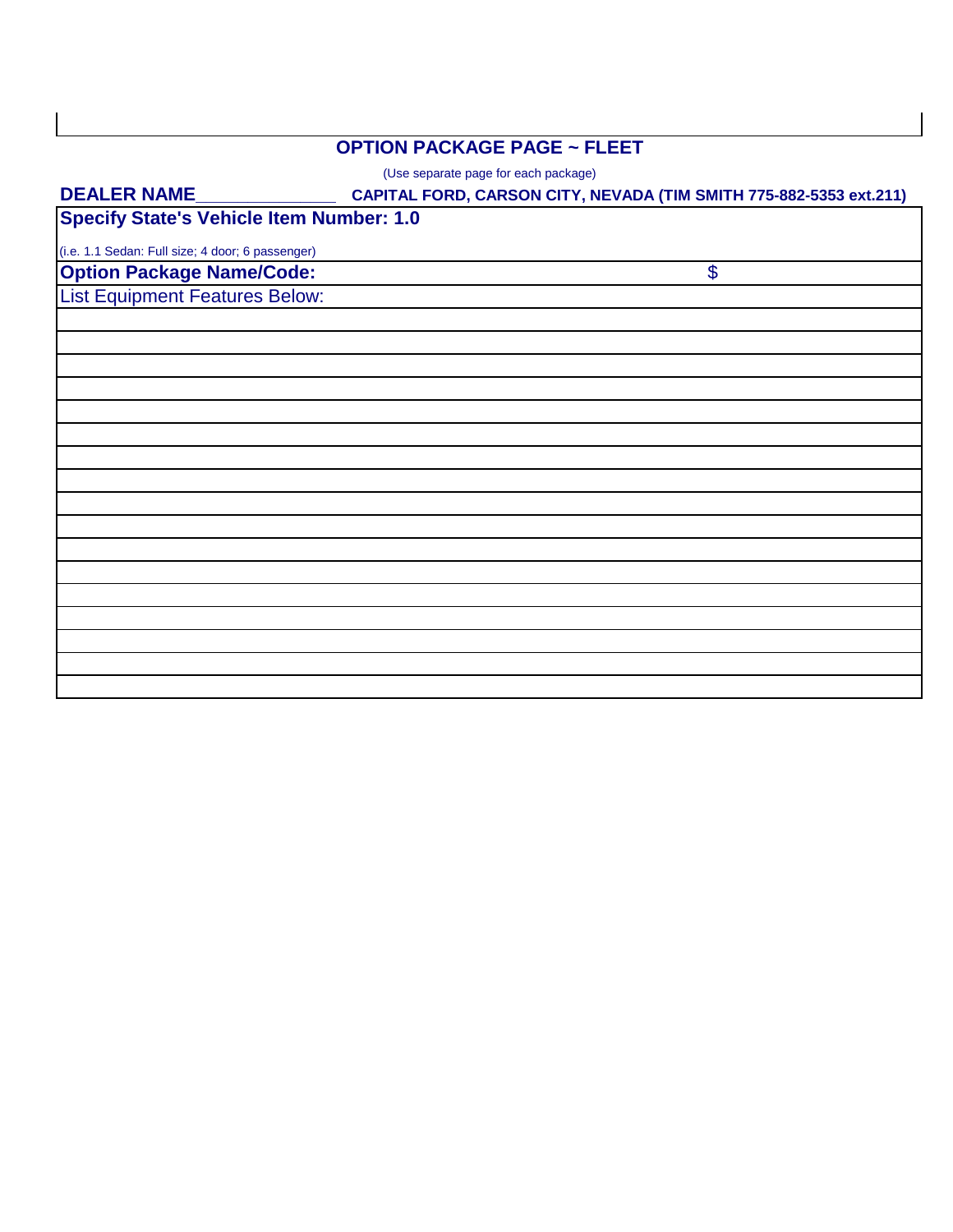## OPTION PACKAGE PAGE ~ FLEET

(Use separate page for each package)

**DEALER NAME**______________ **CAPITAL FORD, CARSON CITY, NEVADA (TIM SMITH 775-882-5353 ext.211)**

| **Specify State's Vehicle Item Number: 1.0**<br>(i.e. 1.1 Sedan: Full size; 4 door; 6 passenger) | |
|---|---|
| **Option Package Name/Code:** | $ |
| List Equipment Features Below: | |
| | |
| | |
| | |
| | |
| | |
| | |
| | |
| | |
| | |
| | |
| | |
| | |
| | |
| | |
| | |
| | |
| | |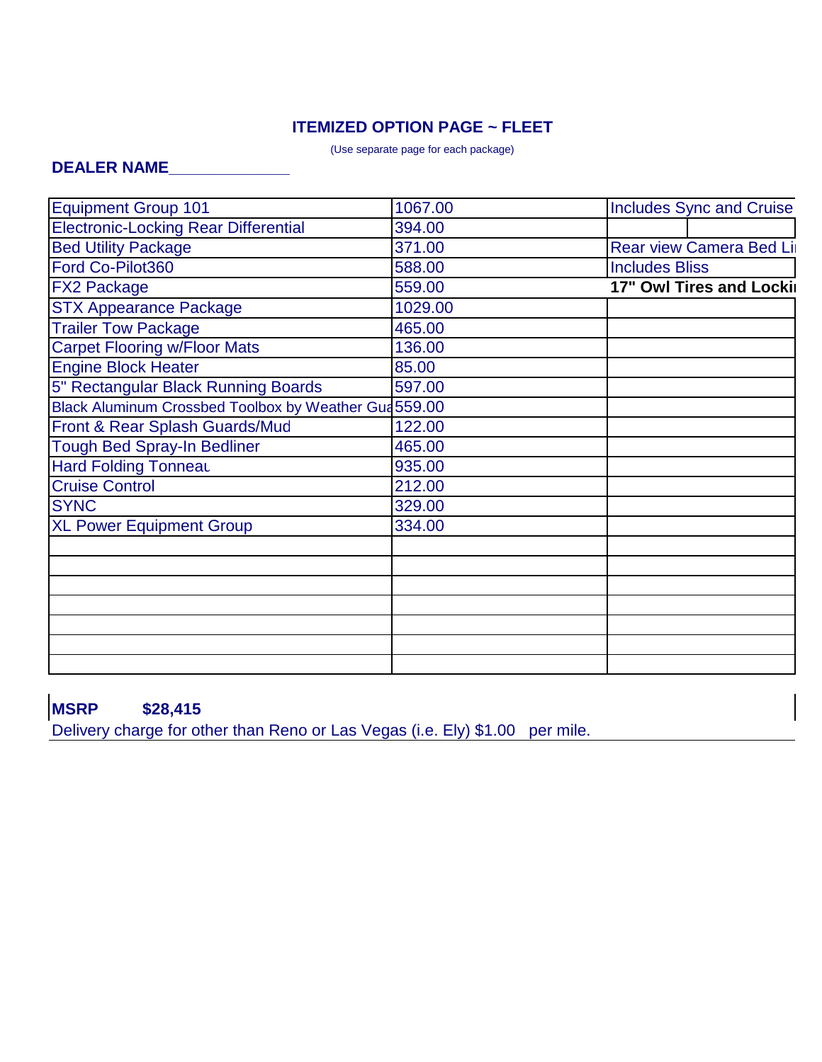## ITEMIZED OPTION PAGE ~ FLEET

(Use separate page for each package)

**DEALER NAME_____________**

| | | |
|---|---|---|
| Equipment Group 101 | 1067.00 | Includes Sync and Cruise |
| Electronic-Locking Rear Differential | 394.00 | |
| Bed Utility Package | 371.00 | Rear view Camera Bed Li |
| Ford Co-Pilot360 | 588.00 | Includes Bliss |
| FX2 Package | 559.00 | **17" Owl Tires and Locki** |
| STX Appearance Package | 1029.00 | |
| Trailer Tow Package | 465.00 | |
| Carpet Flooring w/Floor Mats | 136.00 | |
| Engine Block Heater | 85.00 | |
| 5" Rectangular Black Running Boards | 597.00 | |
| Black Aluminum Crossbed Toolbox by Weather Gua | 559.00 | |
| Front & Rear Splash Guards/Mud | 122.00 | |
| Tough Bed Spray-In Bedliner | 465.00 | |
| Hard Folding Tonneau | 935.00 | |
| Cruise Control | 212.00 | |
| SYNC | 329.00 | |
| XL Power Equipment Group | 334.00 | |
| | | |
| | | |
| | | |
| | | |
| | | |
| | | |
| | | |

**MSRP $28,415**

Delivery charge for other than Reno or Las Vegas (i.e. Ely) $1.00 per mile.